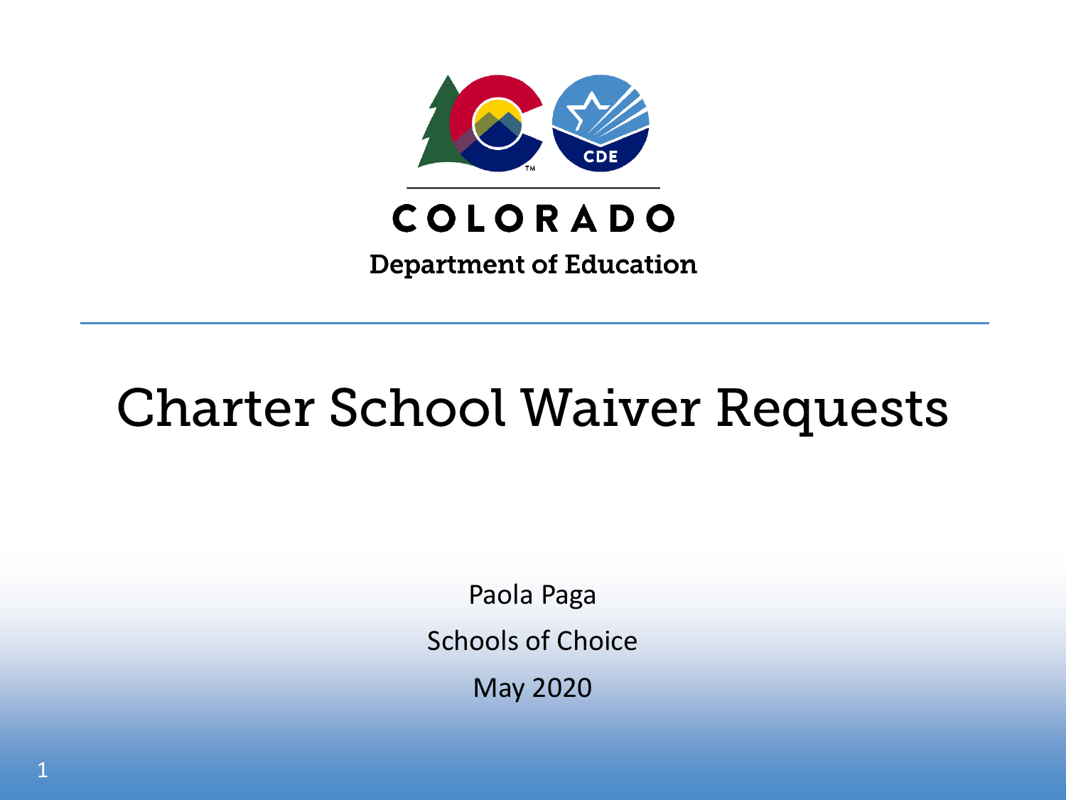COLORADO

Department of Education

# Charter School Waiver Requests

Paola Paga

Schools of Choice

May 2020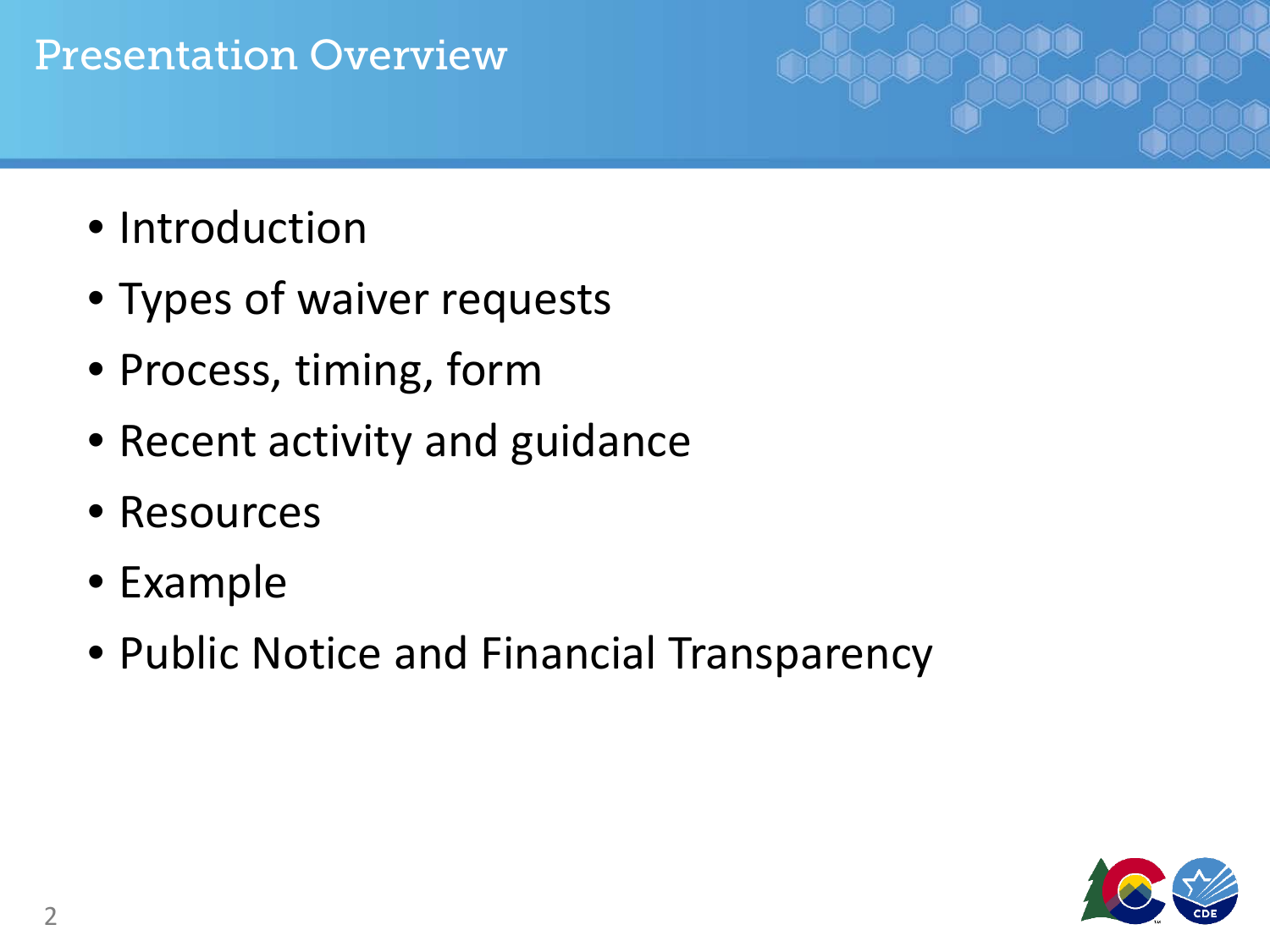# Presentation Overview

- Introduction
- Types of waiver requests
- Process, timing, form
- Recent activity and guidance
- Resources
- Example
- Public Notice and Financial Transparency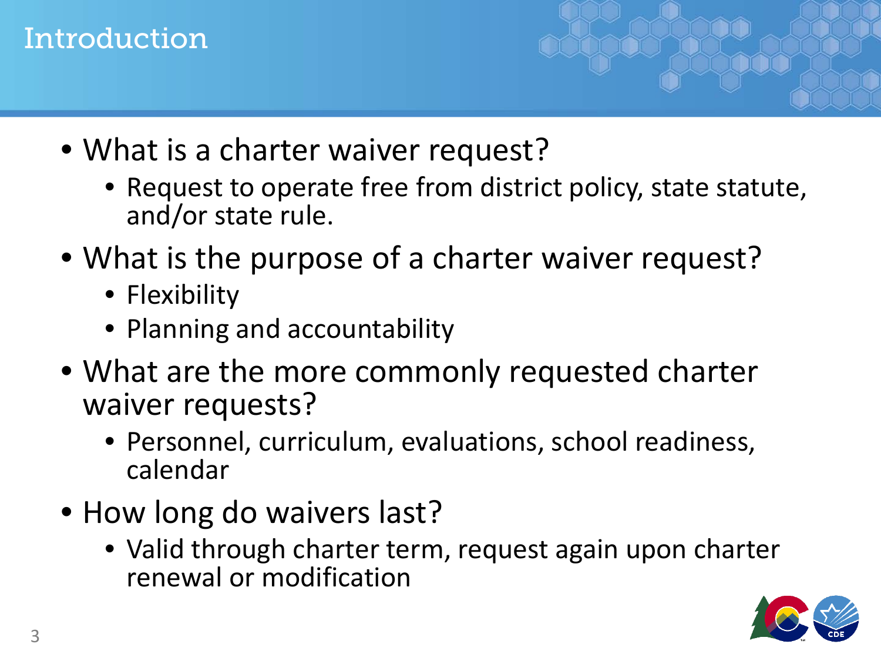# Introduction

- What is a charter waiver request?
  - Request to operate free from district policy, state statute, and/or state rule.
- What is the purpose of a charter waiver request?
  - Flexibility
  - Planning and accountability
- What are the more commonly requested charter waiver requests?
  - Personnel, curriculum, evaluations, school readiness, calendar
- How long do waivers last?
  - Valid through charter term, request again upon charter renewal or modification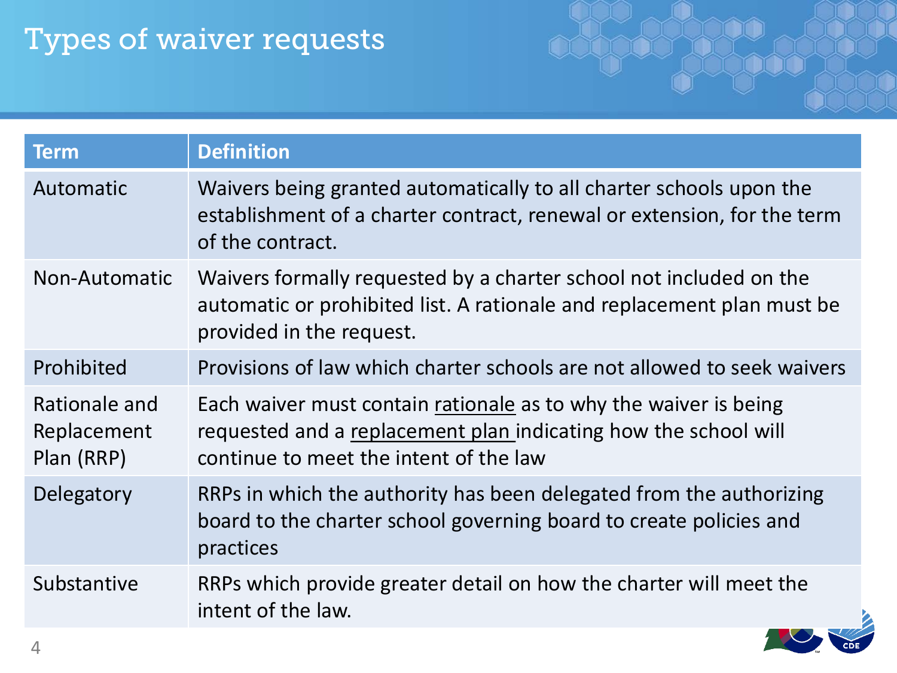# Types of waiver requests

| Term | Definition |
| --- | --- |
| Automatic | Waivers being granted automatically to all charter schools upon the establishment of a charter contract, renewal or extension, for the term of the contract. |
| Non-Automatic | Waivers formally requested by a charter school not included on the automatic or prohibited list. A rationale and replacement plan must be provided in the request. |
| Prohibited | Provisions of law which charter schools are not allowed to seek waivers |
| Rationale and Replacement Plan (RRP) | Each waiver must contain rationale as to why the waiver is being requested and a replacement plan indicating how the school will continue to meet the intent of the law |
| Delegatory | RRPs in which the authority has been delegated from the authorizing board to the charter school governing board to create policies and practices |
| Substantive | RRPs which provide greater detail on how the charter will meet the intent of the law. |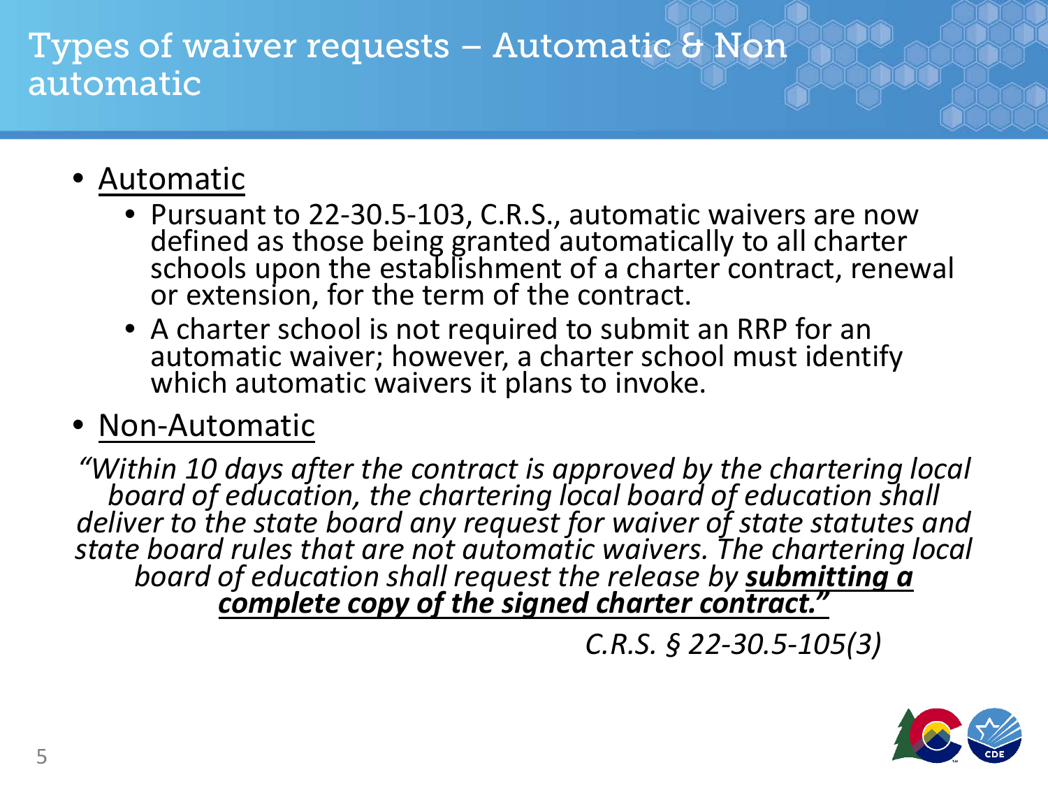# Types of waiver requests – Automatic & Non automatic

- Automatic
  - Pursuant to 22-30.5-103, C.R.S., automatic waivers are now defined as those being granted automatically to all charter schools upon the establishment of a charter contract, renewal or extension, for the term of the contract.
  - A charter school is not required to submit an RRP for an automatic waiver; however, a charter school must identify which automatic waivers it plans to invoke.
- Non-Automatic

*"Within 10 days after the contract is approved by the chartering local board of education, the chartering local board of education shall deliver to the state board any request for waiver of state statutes and state board rules that are not automatic waivers. The chartering local board of education shall request the release by **submitting a complete copy of the signed charter contract."***

*C.R.S. § 22-30.5-105(3)*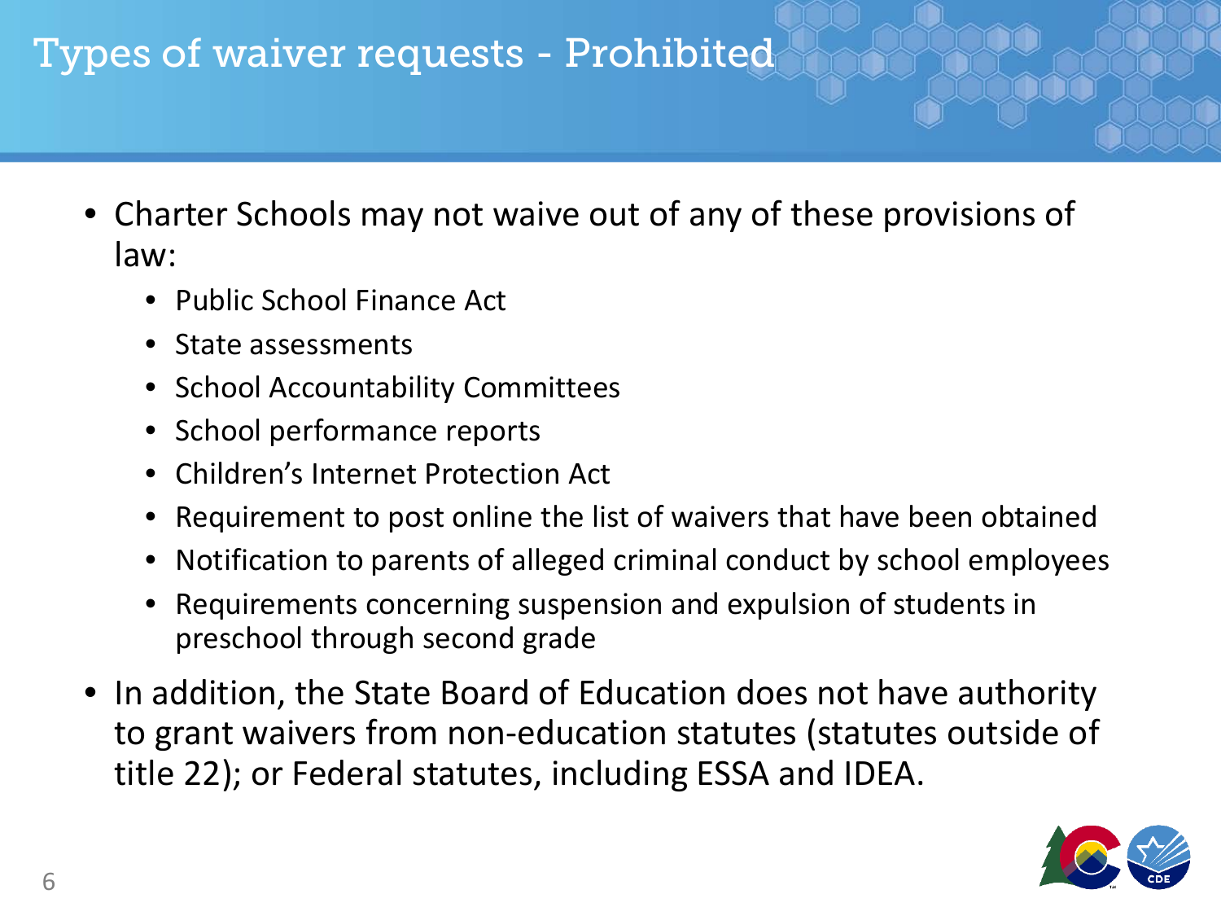# Types of waiver requests - Prohibited

- Charter Schools may not waive out of any of these provisions of law:
  - Public School Finance Act
  - State assessments
  - School Accountability Committees
  - School performance reports
  - Children's Internet Protection Act
  - Requirement to post online the list of waivers that have been obtained
  - Notification to parents of alleged criminal conduct by school employees
  - Requirements concerning suspension and expulsion of students in preschool through second grade
- In addition, the State Board of Education does not have authority to grant waivers from non-education statutes (statutes outside of title 22); or Federal statutes, including ESSA and IDEA.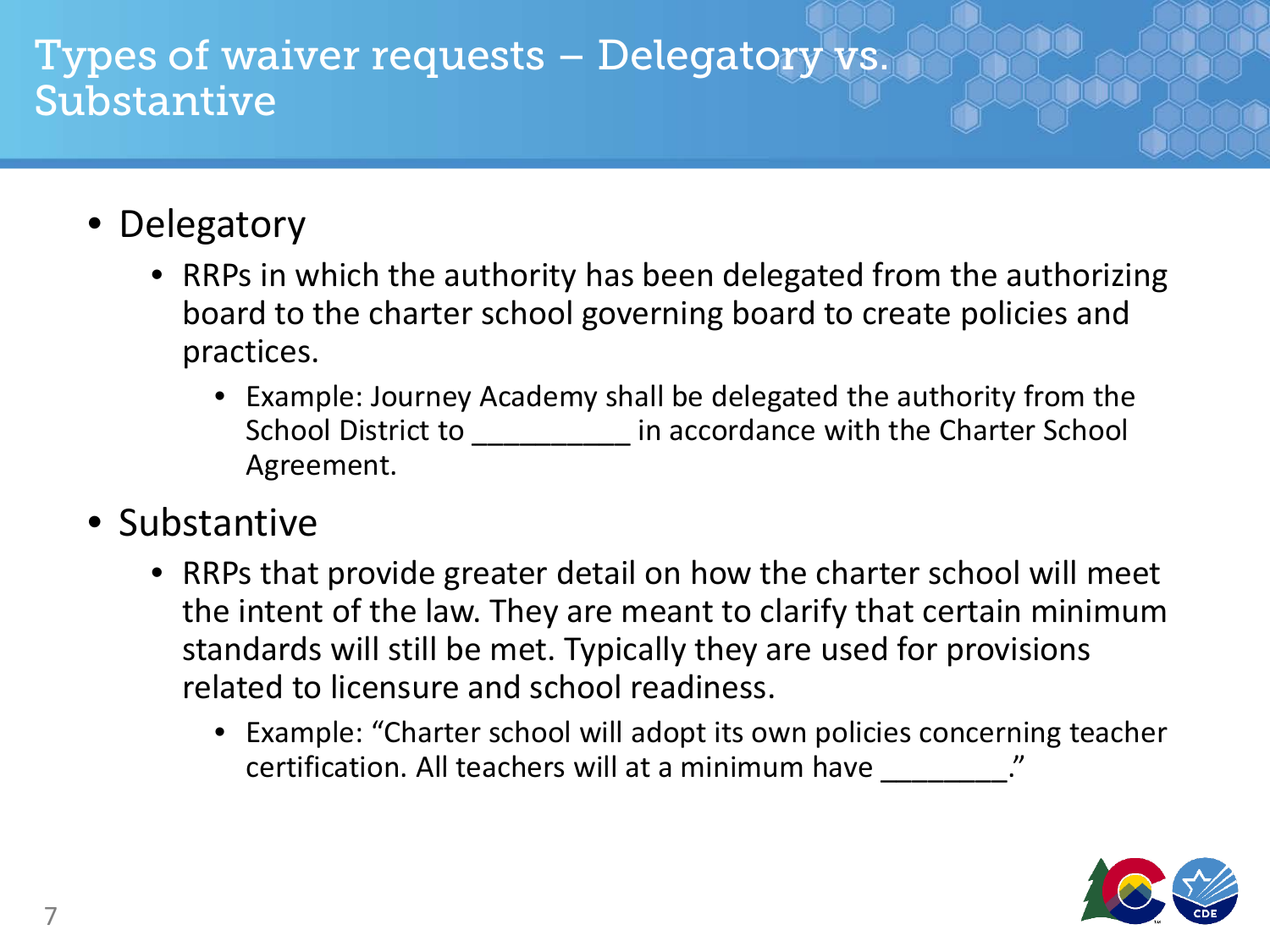# Types of waiver requests – Delegatory vs. Substantive

- Delegatory
  - RRPs in which the authority has been delegated from the authorizing board to the charter school governing board to create policies and practices.
    - Example: Journey Academy shall be delegated the authority from the School District to __________ in accordance with the Charter School Agreement.
- Substantive
  - RRPs that provide greater detail on how the charter school will meet the intent of the law. They are meant to clarify that certain minimum standards will still be met. Typically they are used for provisions related to licensure and school readiness.
    - Example: "Charter school will adopt its own policies concerning teacher certification. All teachers will at a minimum have ________."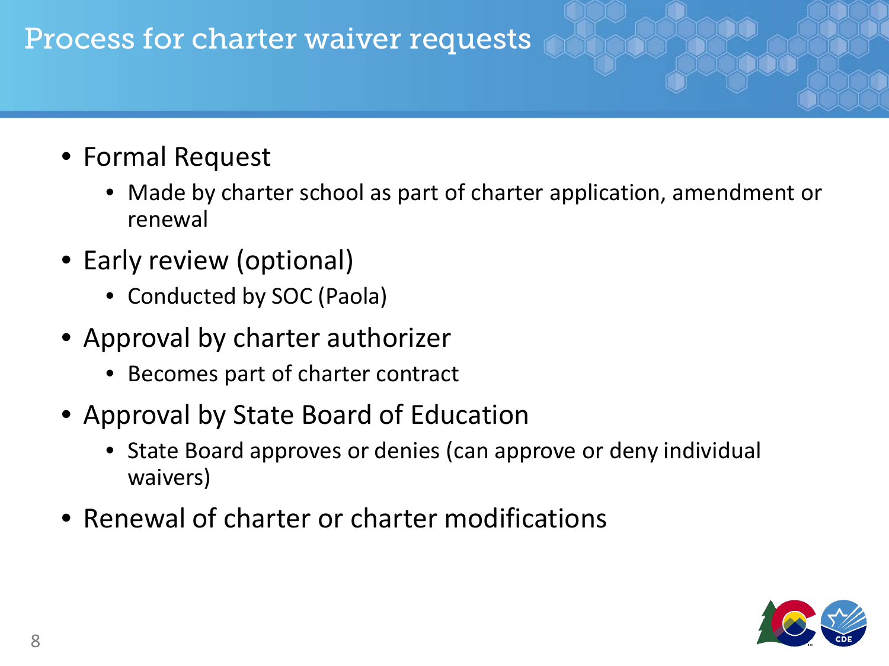# Process for charter waiver requests

- Formal Request
  - Made by charter school as part of charter application, amendment or renewal
- Early review (optional)
  - Conducted by SOC (Paola)
- Approval by charter authorizer
  - Becomes part of charter contract
- Approval by State Board of Education
  - State Board approves or denies (can approve or deny individual waivers)
- Renewal of charter or charter modifications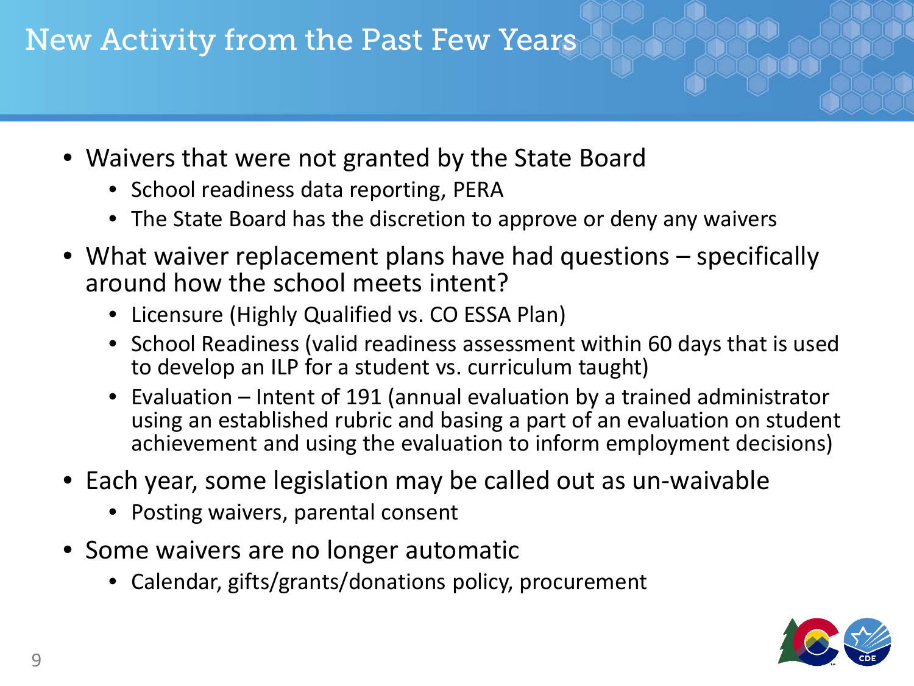# New Activity from the Past Few Years

- Waivers that were not granted by the State Board
  - School readiness data reporting, PERA
  - The State Board has the discretion to approve or deny any waivers
- What waiver replacement plans have had questions – specifically around how the school meets intent?
  - Licensure (Highly Qualified vs. CO ESSA Plan)
  - School Readiness (valid readiness assessment within 60 days that is used to develop an ILP for a student vs. curriculum taught)
  - Evaluation – Intent of 191 (annual evaluation by a trained administrator using an established rubric and basing a part of an evaluation on student achievement and using the evaluation to inform employment decisions)
- Each year, some legislation may be called out as un-waivable
  - Posting waivers, parental consent
- Some waivers are no longer automatic
  - Calendar, gifts/grants/donations policy, procurement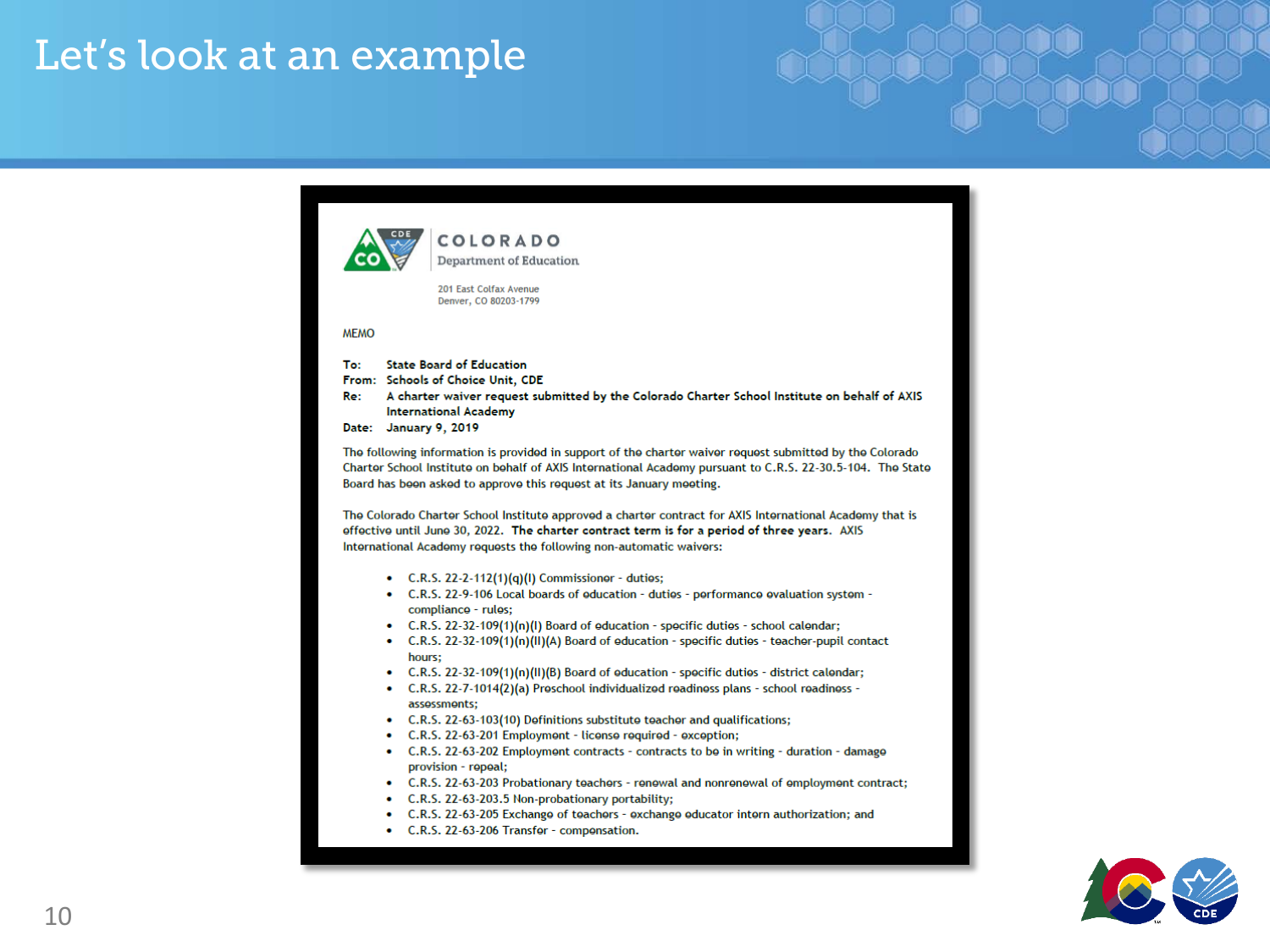# Let's look at an example

COLORADO
Department of Education

201 East Colfax Avenue
Denver, CO 80203-1799

MEMO

**To:** State Board of Education
**From:** Schools of Choice Unit, CDE
**Re:** A charter waiver request submitted by the Colorado Charter School Institute on behalf of AXIS International Academy
**Date:** January 9, 2019

The following information is provided in support of the charter waiver request submitted by the Colorado Charter School Institute on behalf of AXIS International Academy pursuant to C.R.S. 22-30.5-104. The State Board has been asked to approve this request at its January meeting.

The Colorado Charter School Institute approved a charter contract for AXIS International Academy that is effective until June 30, 2022. **The charter contract term is for a period of three years.** AXIS International Academy requests the following non-automatic waivers:

- C.R.S. 22-2-112(1)(q)(I) Commissioner - duties;
- C.R.S. 22-9-106 Local boards of education - duties - performance evaluation system - compliance - rules;
- C.R.S. 22-32-109(1)(n)(I) Board of education - specific duties - school calendar;
- C.R.S. 22-32-109(1)(n)(II)(A) Board of education - specific duties - teacher-pupil contact hours;
- C.R.S. 22-32-109(1)(n)(II)(B) Board of education - specific duties - district calendar;
- C.R.S. 22-7-1014(2)(a) Preschool individualized readiness plans - school readiness - assessments;
- C.R.S. 22-63-103(10) Definitions substitute teacher and qualifications;
- C.R.S. 22-63-201 Employment - license required - exception;
- C.R.S. 22-63-202 Employment contracts - contracts to be in writing - duration - damage provision - repeal;
- C.R.S. 22-63-203 Probationary teachers - renewal and nonrenewal of employment contract;
- C.R.S. 22-63-203.5 Non-probationary portability;
- C.R.S. 22-63-205 Exchange of teachers - exchange educator intern authorization; and
- C.R.S. 22-63-206 Transfer - compensation.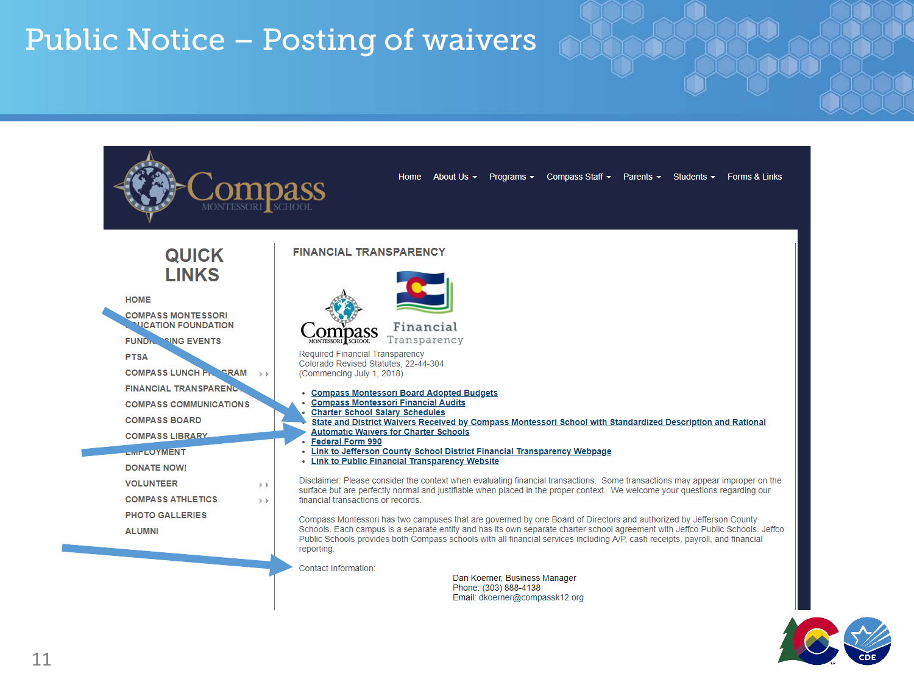# Public Notice – Posting of waivers

Compass Montessori School

Home | About Us | Programs | Compass Staff | Parents | Students | Forms & Links

## QUICK LINKS

- HOME
- COMPASS MONTESSORI EDUCATION FOUNDATION
- FUNDRAISING EVENTS
- PTSA
- COMPASS LUNCH PROGRAM
- FINANCIAL TRANSPARENCY
- COMPASS COMMUNICATIONS
- COMPASS BOARD
- COMPASS LIBRARY
- EMPLOYMENT
- DONATE NOW!
- VOLUNTEER
- COMPASS ATHLETICS
- PHOTO GALLERIES
- ALUMNI

## FINANCIAL TRANSPARENCY

Financial Transparency

Required Financial Transparency
Colorado Revised Statutes, 22-44-304
(Commencing July 1, 2018)

- Compass Montessori Board Adopted Budgets
- Compass Montessori Financial Audits
- Charter School Salary Schedules
- State and District Waivers Received by Compass Montessori School with Standardized Description and Rational
- Automatic Waivers for Charter Schools
- Federal Form 990
- Link to Jefferson County School District Financial Transparency Webpage
- Link to Public Financial Transparency Website

Disclaimer: Please consider the context when evaluating financial transactions. Some transactions may appear improper on the surface but are perfectly normal and justifiable when placed in the proper context. We welcome your questions regarding our financial transactions or records.

Compass Montessori has two campuses that are governed by one Board of Directors and authorized by Jefferson County Schools. Each campus is a separate entity and has its own separate charter school agreement with Jeffco Public Schools. Jeffco Public Schools provides both Compass schools with all financial services including A/P, cash receipts, payroll, and financial reporting.

Contact Information:

Dan Koerner, Business Manager
Phone: (303) 888-4138
Email: dkoerner@compassk12.org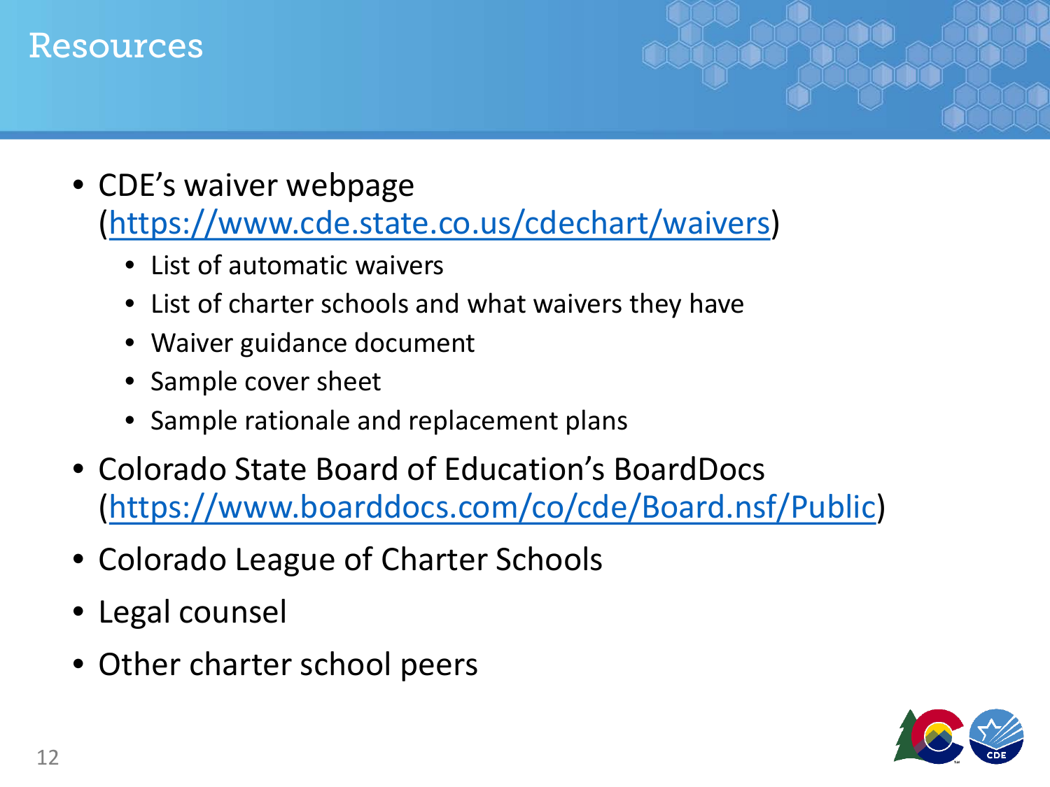# Resources

- CDE's waiver webpage (https://www.cde.state.co.us/cdechart/waivers)
  - List of automatic waivers
  - List of charter schools and what waivers they have
  - Waiver guidance document
  - Sample cover sheet
  - Sample rationale and replacement plans
- Colorado State Board of Education's BoardDocs (https://www.boarddocs.com/co/cde/Board.nsf/Public)
- Colorado League of Charter Schools
- Legal counsel
- Other charter school peers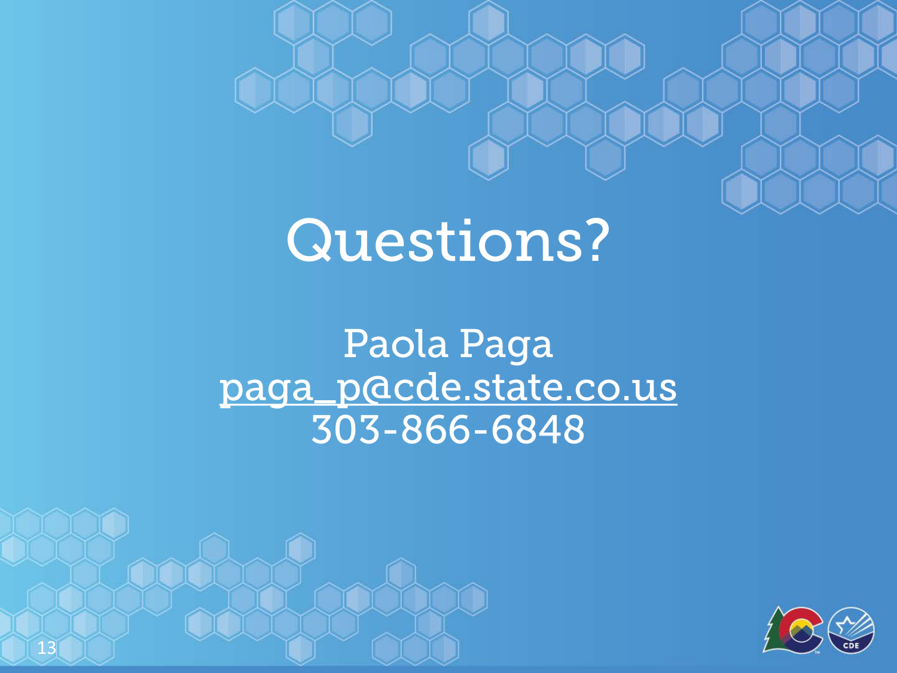# Questions?

Paola Paga
paga_p@cde.state.co.us
303-866-6848